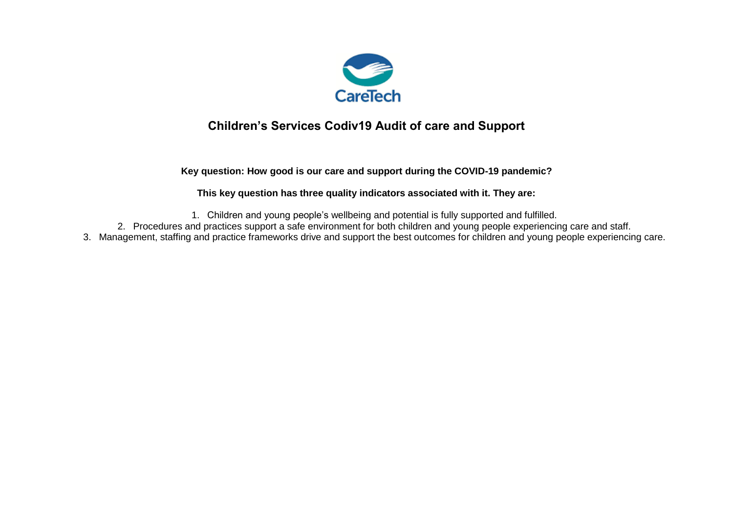CareTech

# Children's Services Codiv19 Audit of care and Support

**Key question: How good is our care and support during the COVID-19 pandemic?**

**This key question has three quality indicators associated with it. They are:**

1. Children and young people's wellbeing and potential is fully supported and fulfilled.
2. Procedures and practices support a safe environment for both children and young people experiencing care and staff.
3. Management, staffing and practice frameworks drive and support the best outcomes for children and young people experiencing care.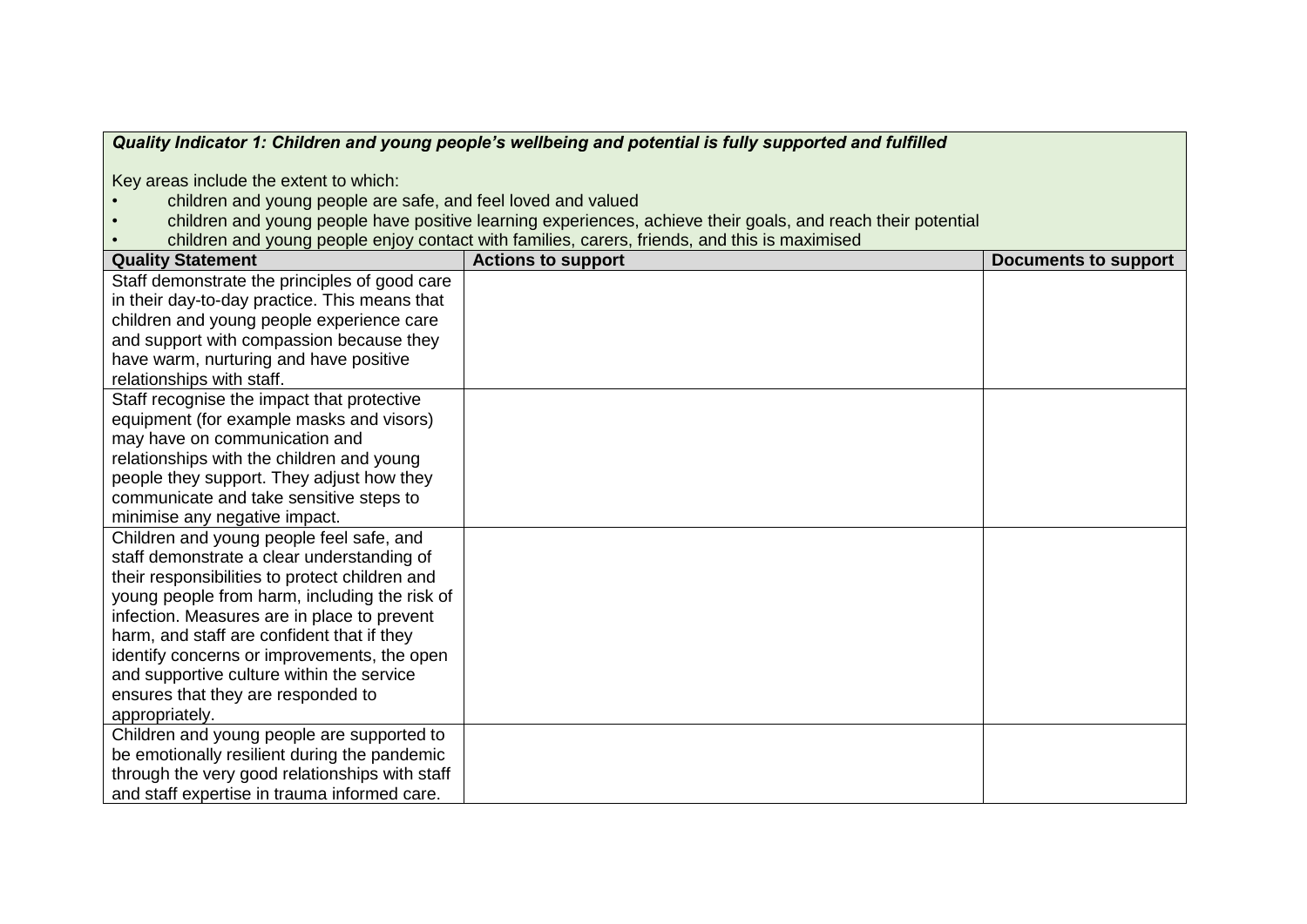***Quality Indicator 1: Children and young people's wellbeing and potential is fully supported and fulfilled***

Key areas include the extent to which:

- children and young people are safe, and feel loved and valued
- children and young people have positive learning experiences, achieve their goals, and reach their potential
- children and young people enjoy contact with families, carers, friends, and this is maximised

| Quality Statement | Actions to support | Documents to support |
|---|---|---|
| Staff demonstrate the principles of good care in their day-to-day practice. This means that children and young people experience care and support with compassion because they have warm, nurturing and have positive relationships with staff. | | |
| Staff recognise the impact that protective equipment (for example masks and visors) may have on communication and relationships with the children and young people they support. They adjust how they communicate and take sensitive steps to minimise any negative impact. | | |
| Children and young people feel safe, and staff demonstrate a clear understanding of their responsibilities to protect children and young people from harm, including the risk of infection. Measures are in place to prevent harm, and staff are confident that if they identify concerns or improvements, the open and supportive culture within the service ensures that they are responded to appropriately. | | |
| Children and young people are supported to be emotionally resilient during the pandemic through the very good relationships with staff and staff expertise in trauma informed care. | | |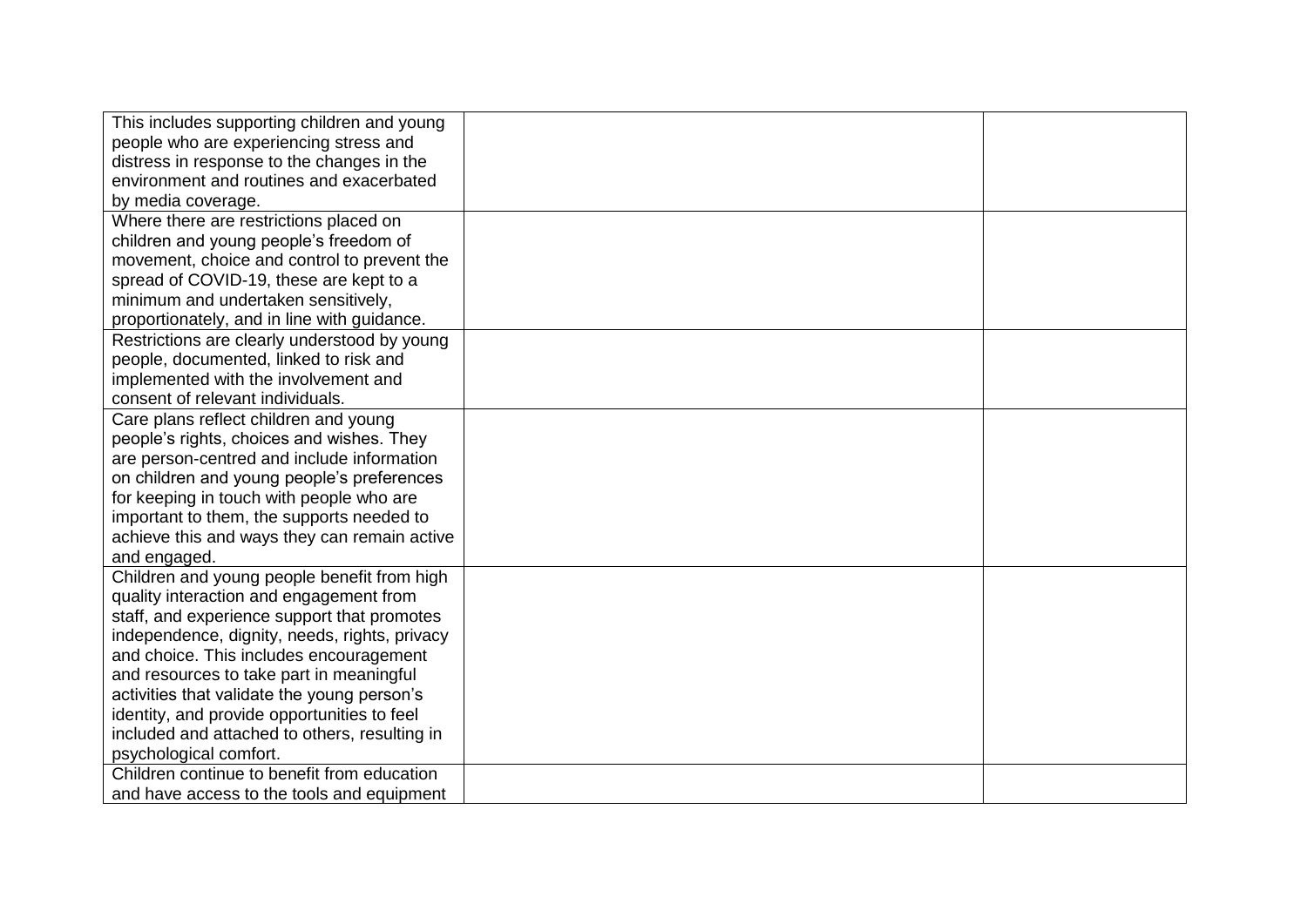| | | |
|---|---|---|
| This includes supporting children and young people who are experiencing stress and distress in response to the changes in the environment and routines and exacerbated by media coverage. | | |
| Where there are restrictions placed on children and young people's freedom of movement, choice and control to prevent the spread of COVID-19, these are kept to a minimum and undertaken sensitively, proportionately, and in line with guidance. | | |
| Restrictions are clearly understood by young people, documented, linked to risk and implemented with the involvement and consent of relevant individuals. | | |
| Care plans reflect children and young people's rights, choices and wishes. They are person-centred and include information on children and young people's preferences for keeping in touch with people who are important to them, the supports needed to achieve this and ways they can remain active and engaged. | | |
| Children and young people benefit from high quality interaction and engagement from staff, and experience support that promotes independence, dignity, needs, rights, privacy and choice. This includes encouragement and resources to take part in meaningful activities that validate the young person's identity, and provide opportunities to feel included and attached to others, resulting in psychological comfort. | | |
| Children continue to benefit from education and have access to the tools and equipment | | |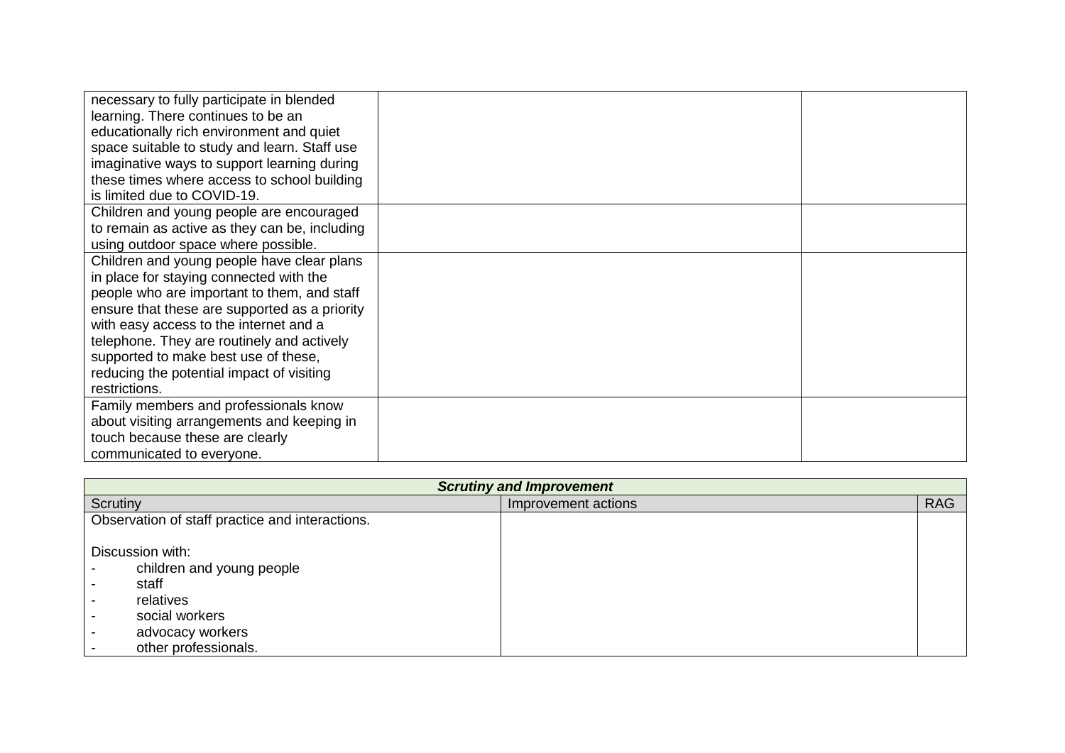| | | |
|---|---|---|
| necessary to fully participate in blended learning. There continues to be an educationally rich environment and quiet space suitable to study and learn. Staff use imaginative ways to support learning during these times where access to school building is limited due to COVID-19. | | |
| Children and young people are encouraged to remain as active as they can be, including using outdoor space where possible. | | |
| Children and young people have clear plans in place for staying connected with the people who are important to them, and staff ensure that these are supported as a priority with easy access to the internet and a telephone. They are routinely and actively supported to make best use of these, reducing the potential impact of visiting restrictions. | | |
| Family members and professionals know about visiting arrangements and keeping in touch because these are clearly communicated to everyone. | | |

| ***Scrutiny and Improvement*** | | |
|---|---|---|
| Scrutiny | Improvement actions | RAG |
| Observation of staff practice and interactions.<br><br>Discussion with:<br>- children and young people<br>- staff<br>- relatives<br>- social workers<br>- advocacy workers<br>- other professionals. | | |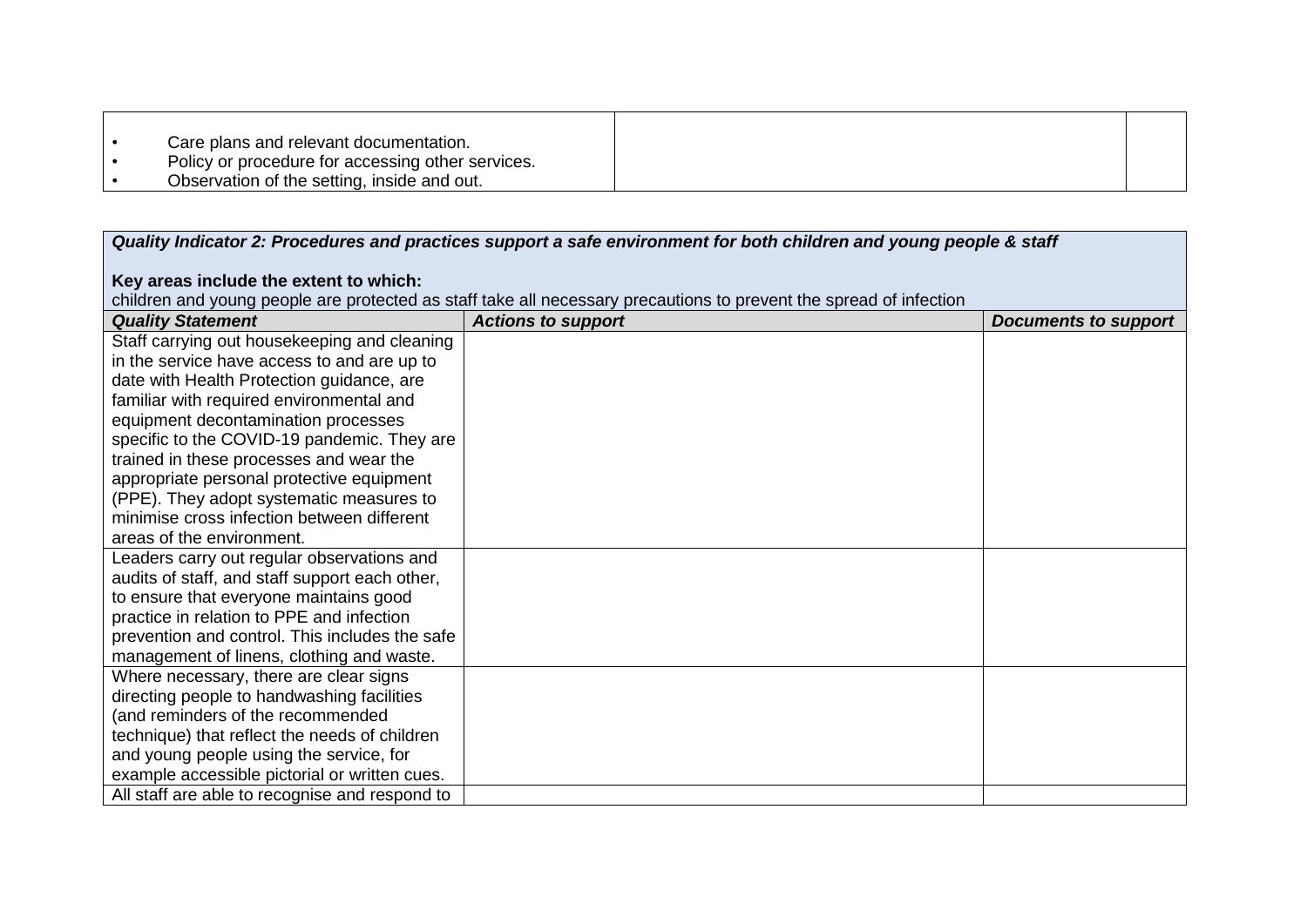| | | |
|---|---|---|
| • Care plans and relevant documentation.<br>• Policy or procedure for accessing other services.<br>• Observation of the setting, inside and out. | | |

| ***Quality Indicator 2: Procedures and practices support a safe environment for both children and young people & staff***<br><br>**Key areas include the extent to which:**<br>children and young people are protected as staff take all necessary precautions to prevent the spread of infection | | |
|---|---|---|
| ***Quality Statement*** | ***Actions to support*** | ***Documents to support*** |
| Staff carrying out housekeeping and cleaning in the service have access to and are up to date with Health Protection guidance, are familiar with required environmental and equipment decontamination processes specific to the COVID-19 pandemic. They are trained in these processes and wear the appropriate personal protective equipment (PPE). They adopt systematic measures to minimise cross infection between different areas of the environment. | | |
| Leaders carry out regular observations and audits of staff, and staff support each other, to ensure that everyone maintains good practice in relation to PPE and infection prevention and control. This includes the safe management of linens, clothing and waste. | | |
| Where necessary, there are clear signs directing people to handwashing facilities (and reminders of the recommended technique) that reflect the needs of children and young people using the service, for example accessible pictorial or written cues. | | |
| All staff are able to recognise and respond to | | |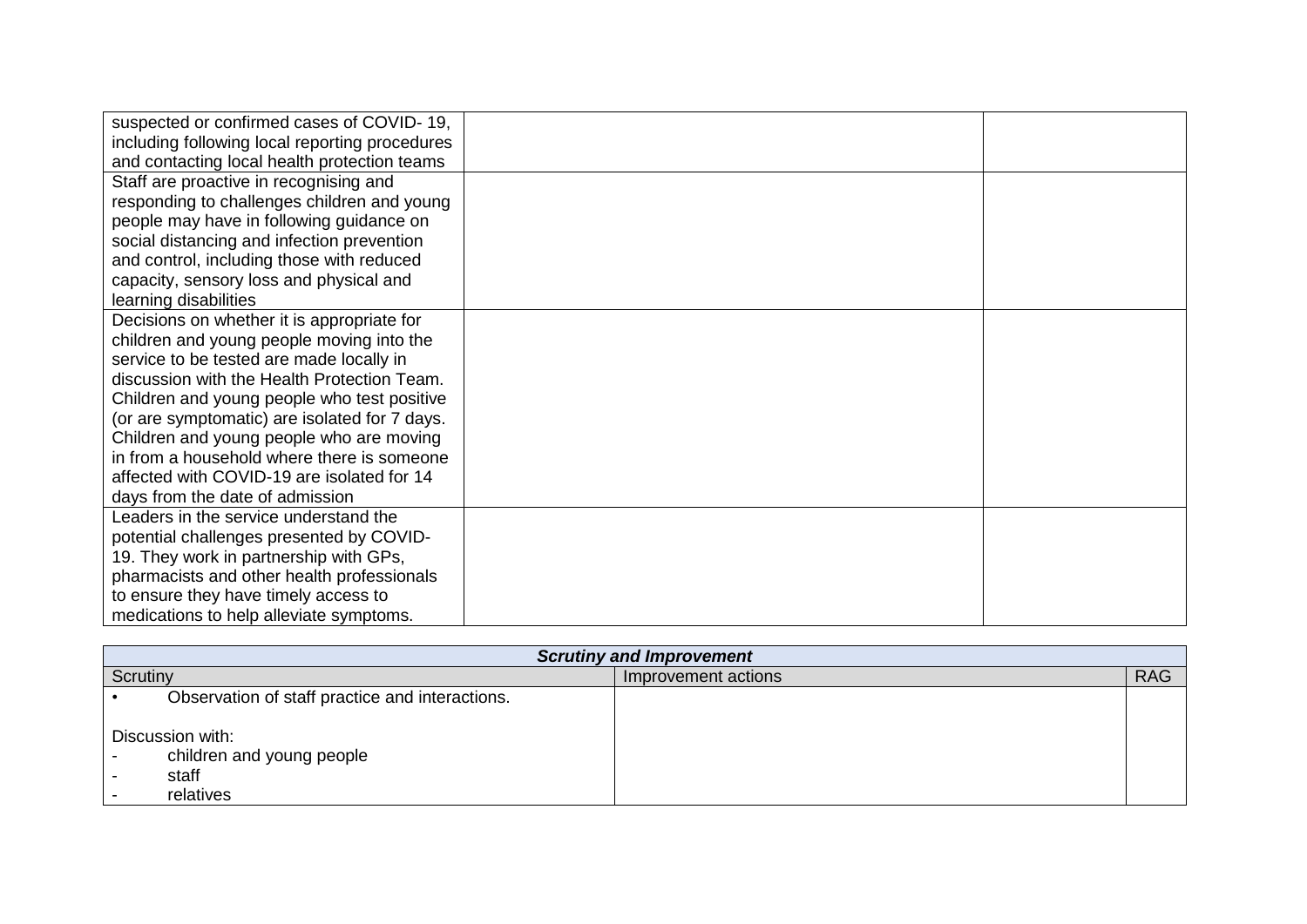| | | |
|---|---|---|
| suspected or confirmed cases of COVID- 19, including following local reporting procedures and contacting local health protection teams | | |
| Staff are proactive in recognising and responding to challenges children and young people may have in following guidance on social distancing and infection prevention and control, including those with reduced capacity, sensory loss and physical and learning disabilities | | |
| Decisions on whether it is appropriate for children and young people moving into the service to be tested are made locally in discussion with the Health Protection Team. Children and young people who test positive (or are symptomatic) are isolated for 7 days. Children and young people who are moving in from a household where there is someone affected with COVID-19 are isolated for 14 days from the date of admission | | |
| Leaders in the service understand the potential challenges presented by COVID-19. They work in partnership with GPs, pharmacists and other health professionals to ensure they have timely access to medications to help alleviate symptoms. | | |

| ***Scrutiny and Improvement*** | | |
|---|---|---|
| Scrutiny | Improvement actions | RAG |
| • Observation of staff practice and interactions.<br><br>Discussion with:<br>- children and young people<br>- staff<br>- relatives | | |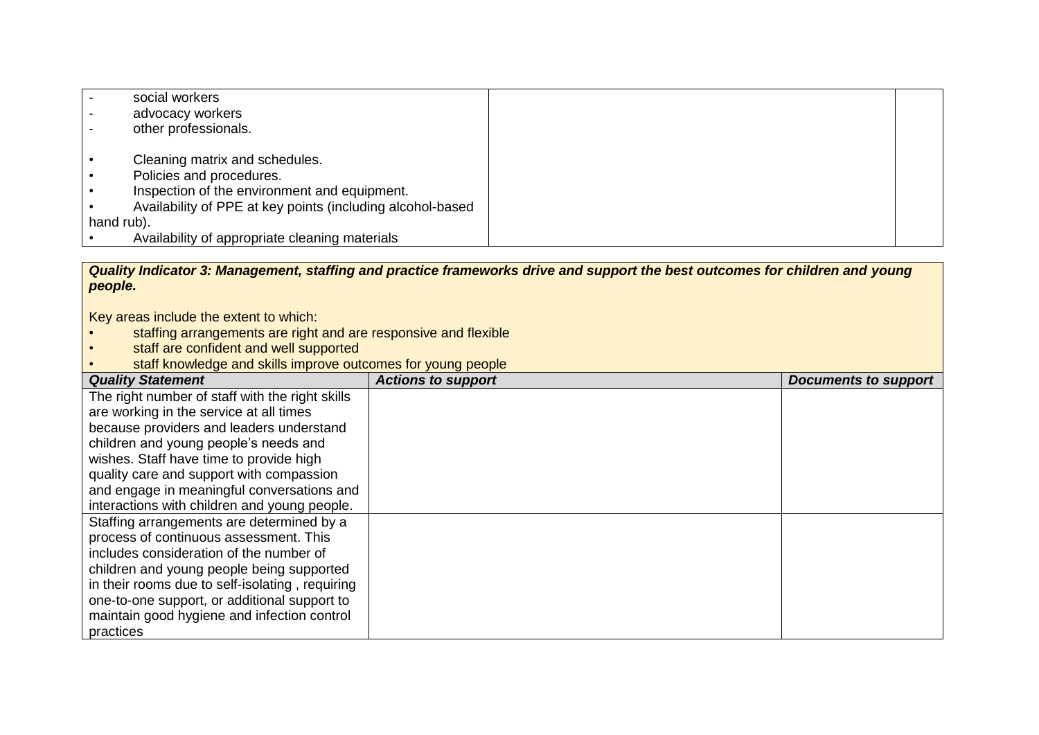| | | |
|---|---|---|
| - social workers<br>- advocacy workers<br>- other professionals.<br><br>• Cleaning matrix and schedules.<br>• Policies and procedures.<br>• Inspection of the environment and equipment.<br>• Availability of PPE at key points (including alcohol-based hand rub).<br>• Availability of appropriate cleaning materials | | |

***Quality Indicator 3: Management, staffing and practice frameworks drive and support the best outcomes for children and young people.***

Key areas include the extent to which:

- staffing arrangements are right and are responsive and flexible
- staff are confident and well supported
- staff knowledge and skills improve outcomes for young people

| ***Quality Statement*** | ***Actions to support*** | ***Documents to support*** |
|---|---|---|
| The right number of staff with the right skills are working in the service at all times because providers and leaders understand children and young people's needs and wishes. Staff have time to provide high quality care and support with compassion and engage in meaningful conversations and interactions with children and young people. | | |
| Staffing arrangements are determined by a process of continuous assessment. This includes consideration of the number of children and young people being supported in their rooms due to self-isolating , requiring one-to-one support, or additional support to maintain good hygiene and infection control practices | | |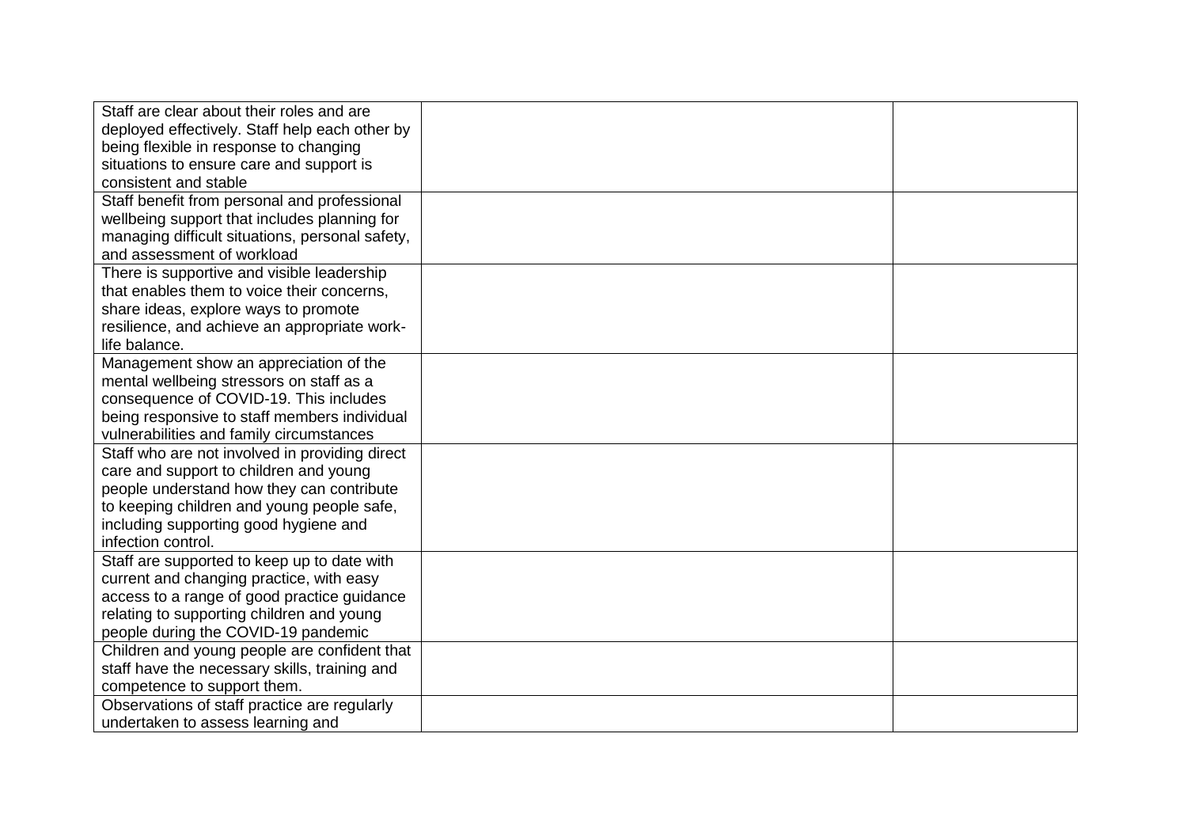| | | |
|---|---|---|
| Staff are clear about their roles and are deployed effectively. Staff help each other by being flexible in response to changing situations to ensure care and support is consistent and stable | | |
| Staff benefit from personal and professional wellbeing support that includes planning for managing difficult situations, personal safety, and assessment of workload | | |
| There is supportive and visible leadership that enables them to voice their concerns, share ideas, explore ways to promote resilience, and achieve an appropriate work-life balance. | | |
| Management show an appreciation of the mental wellbeing stressors on staff as a consequence of COVID-19. This includes being responsive to staff members individual vulnerabilities and family circumstances | | |
| Staff who are not involved in providing direct care and support to children and young people understand how they can contribute to keeping children and young people safe, including supporting good hygiene and infection control. | | |
| Staff are supported to keep up to date with current and changing practice, with easy access to a range of good practice guidance relating to supporting children and young people during the COVID-19 pandemic | | |
| Children and young people are confident that staff have the necessary skills, training and competence to support them. | | |
| Observations of staff practice are regularly undertaken to assess learning and | | |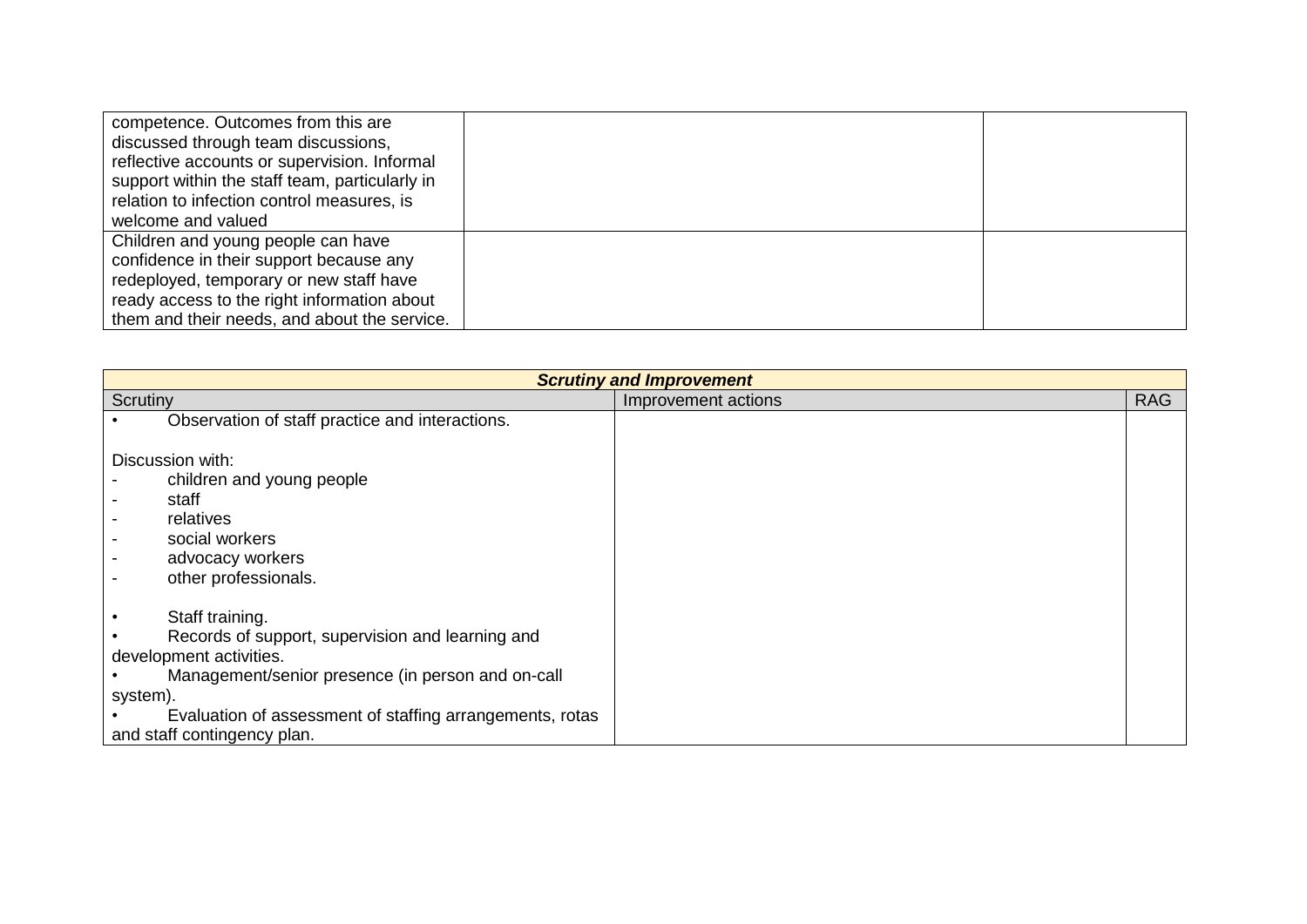| | | |
|---|---|---|
| competence. Outcomes from this are discussed through team discussions, reflective accounts or supervision. Informal support within the staff team, particularly in relation to infection control measures, is welcome and valued | | |
| Children and young people can have confidence in their support because any redeployed, temporary or new staff have ready access to the right information about them and their needs, and about the service. | | |

| ***Scrutiny and Improvement*** | | |
|---|---|---|
| Scrutiny | Improvement actions | RAG |
| • Observation of staff practice and interactions.<br><br>Discussion with:<br>- children and young people<br>- staff<br>- relatives<br>- social workers<br>- advocacy workers<br>- other professionals.<br><br>• Staff training.<br>• Records of support, supervision and learning and development activities.<br>• Management/senior presence (in person and on-call system).<br>• Evaluation of assessment of staffing arrangements, rotas and staff contingency plan. | | |